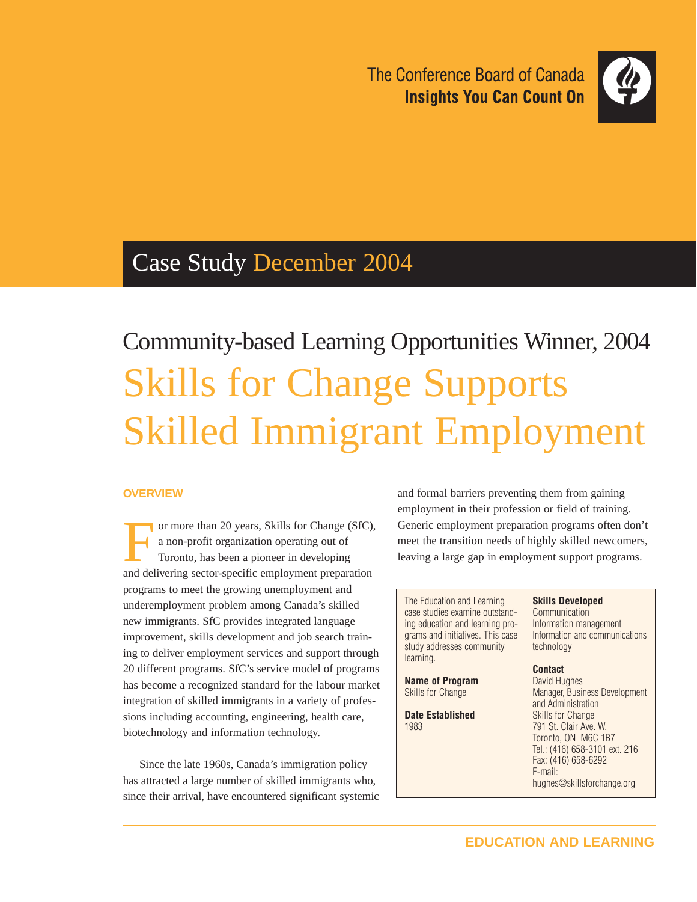The Conference Board of Canada
**Insights You Can Count On**

Case Study December 2004

## Community-based Learning Opportunities Winner, 2004

# Skills for Change Supports Skilled Immigrant Employment

### OVERVIEW

For more than 20 years, Skills for Change (SfC), a non-profit organization operating out of Toronto, has been a pioneer in developing and delivering sector-specific employment preparation programs to meet the growing unemployment and underemployment problem among Canada's skilled new immigrants. SfC provides integrated language improvement, skills development and job search training to deliver employment services and support through 20 different programs. SfC's service model of programs has become a recognized standard for the labour market integration of skilled immigrants in a variety of professions including accounting, engineering, health care, biotechnology and information technology.

Since the late 1960s, Canada's immigration policy has attracted a large number of skilled immigrants who, since their arrival, have encountered significant systemic and formal barriers preventing them from gaining employment in their profession or field of training. Generic employment preparation programs often don't meet the transition needs of highly skilled newcomers, leaving a large gap in employment support programs.

The Education and Learning case studies examine outstanding education and learning programs and initiatives. This case study addresses community learning.

**Name of Program**
Skills for Change

**Date Established**
1983

**Skills Developed**
Communication
Information management
Information and communications technology

**Contact**
David Hughes
Manager, Business Development and Administration
Skills for Change
791 St. Clair Ave. W.
Toronto, ON M6C 1B7
Tel.: (416) 658-3101 ext. 216
Fax: (416) 658-6292
E-mail:
hughes@skillsforchange.org

EDUCATION AND LEARNING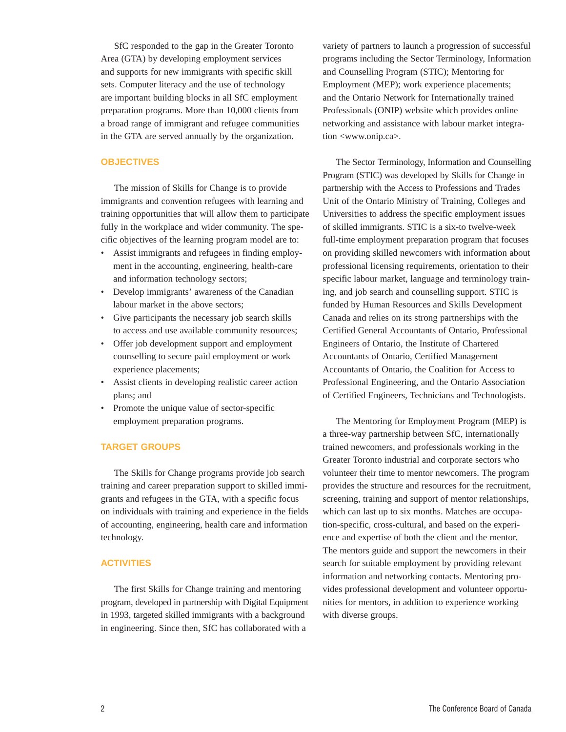SfC responded to the gap in the Greater Toronto Area (GTA) by developing employment services and supports for new immigrants with specific skill sets. Computer literacy and the use of technology are important building blocks in all SfC employment preparation programs. More than 10,000 clients from a broad range of immigrant and refugee communities in the GTA are served annually by the organization.

## OBJECTIVES

The mission of Skills for Change is to provide immigrants and convention refugees with learning and training opportunities that will allow them to participate fully in the workplace and wider community. The specific objectives of the learning program model are to:

- Assist immigrants and refugees in finding employment in the accounting, engineering, health-care and information technology sectors;
- Develop immigrants' awareness of the Canadian labour market in the above sectors;
- Give participants the necessary job search skills to access and use available community resources;
- Offer job development support and employment counselling to secure paid employment or work experience placements;
- Assist clients in developing realistic career action plans; and
- Promote the unique value of sector-specific employment preparation programs.

## TARGET GROUPS

The Skills for Change programs provide job search training and career preparation support to skilled immigrants and refugees in the GTA, with a specific focus on individuals with training and experience in the fields of accounting, engineering, health care and information technology.

## ACTIVITIES

The first Skills for Change training and mentoring program, developed in partnership with Digital Equipment in 1993, targeted skilled immigrants with a background in engineering. Since then, SfC has collaborated with a variety of partners to launch a progression of successful programs including the Sector Terminology, Information and Counselling Program (STIC); Mentoring for Employment (MEP); work experience placements; and the Ontario Network for Internationally trained Professionals (ONIP) website which provides online networking and assistance with labour market integration <www.onip.ca>.

The Sector Terminology, Information and Counselling Program (STIC) was developed by Skills for Change in partnership with the Access to Professions and Trades Unit of the Ontario Ministry of Training, Colleges and Universities to address the specific employment issues of skilled immigrants. STIC is a six-to twelve-week full-time employment preparation program that focuses on providing skilled newcomers with information about professional licensing requirements, orientation to their specific labour market, language and terminology training, and job search and counselling support. STIC is funded by Human Resources and Skills Development Canada and relies on its strong partnerships with the Certified General Accountants of Ontario, Professional Engineers of Ontario, the Institute of Chartered Accountants of Ontario, Certified Management Accountants of Ontario, the Coalition for Access to Professional Engineering, and the Ontario Association of Certified Engineers, Technicians and Technologists.

The Mentoring for Employment Program (MEP) is a three-way partnership between SfC, internationally trained newcomers, and professionals working in the Greater Toronto industrial and corporate sectors who volunteer their time to mentor newcomers. The program provides the structure and resources for the recruitment, screening, training and support of mentor relationships, which can last up to six months. Matches are occupation-specific, cross-cultural, and based on the experience and expertise of both the client and the mentor. The mentors guide and support the newcomers in their search for suitable employment by providing relevant information and networking contacts. Mentoring provides professional development and volunteer opportunities for mentors, in addition to experience working with diverse groups.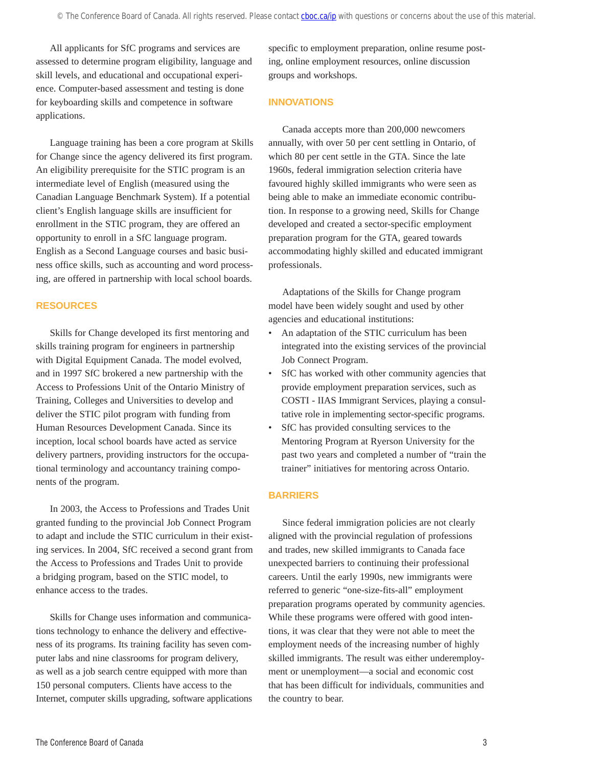All applicants for SfC programs and services are assessed to determine program eligibility, language and skill levels, and educational and occupational experience. Computer-based assessment and testing is done for keyboarding skills and competence in software applications.

Language training has been a core program at Skills for Change since the agency delivered its first program. An eligibility prerequisite for the STIC program is an intermediate level of English (measured using the Canadian Language Benchmark System). If a potential client's English language skills are insufficient for enrollment in the STIC program, they are offered an opportunity to enroll in a SfC language program. English as a Second Language courses and basic business office skills, such as accounting and word processing, are offered in partnership with local school boards.

## RESOURCES

Skills for Change developed its first mentoring and skills training program for engineers in partnership with Digital Equipment Canada. The model evolved, and in 1997 SfC brokered a new partnership with the Access to Professions Unit of the Ontario Ministry of Training, Colleges and Universities to develop and deliver the STIC pilot program with funding from Human Resources Development Canada. Since its inception, local school boards have acted as service delivery partners, providing instructors for the occupational terminology and accountancy training components of the program.

In 2003, the Access to Professions and Trades Unit granted funding to the provincial Job Connect Program to adapt and include the STIC curriculum in their existing services. In 2004, SfC received a second grant from the Access to Professions and Trades Unit to provide a bridging program, based on the STIC model, to enhance access to the trades.

Skills for Change uses information and communications technology to enhance the delivery and effectiveness of its programs. Its training facility has seven computer labs and nine classrooms for program delivery, as well as a job search centre equipped with more than 150 personal computers. Clients have access to the Internet, computer skills upgrading, software applications specific to employment preparation, online resume posting, online employment resources, online discussion groups and workshops.

## INNOVATIONS

Canada accepts more than 200,000 newcomers annually, with over 50 per cent settling in Ontario, of which 80 per cent settle in the GTA. Since the late 1960s, federal immigration selection criteria have favoured highly skilled immigrants who were seen as being able to make an immediate economic contribution. In response to a growing need, Skills for Change developed and created a sector-specific employment preparation program for the GTA, geared towards accommodating highly skilled and educated immigrant professionals.

Adaptations of the Skills for Change program model have been widely sought and used by other agencies and educational institutions:

- An adaptation of the STIC curriculum has been integrated into the existing services of the provincial Job Connect Program.
- SfC has worked with other community agencies that provide employment preparation services, such as COSTI - IIAS Immigrant Services, playing a consultative role in implementing sector-specific programs.
- SfC has provided consulting services to the Mentoring Program at Ryerson University for the past two years and completed a number of "train the trainer" initiatives for mentoring across Ontario.

## BARRIERS

Since federal immigration policies are not clearly aligned with the provincial regulation of professions and trades, new skilled immigrants to Canada face unexpected barriers to continuing their professional careers. Until the early 1990s, new immigrants were referred to generic "one-size-fits-all" employment preparation programs operated by community agencies. While these programs were offered with good intentions, it was clear that they were not able to meet the employment needs of the increasing number of highly skilled immigrants. The result was either underemployment or unemployment—a social and economic cost that has been difficult for individuals, communities and the country to bear.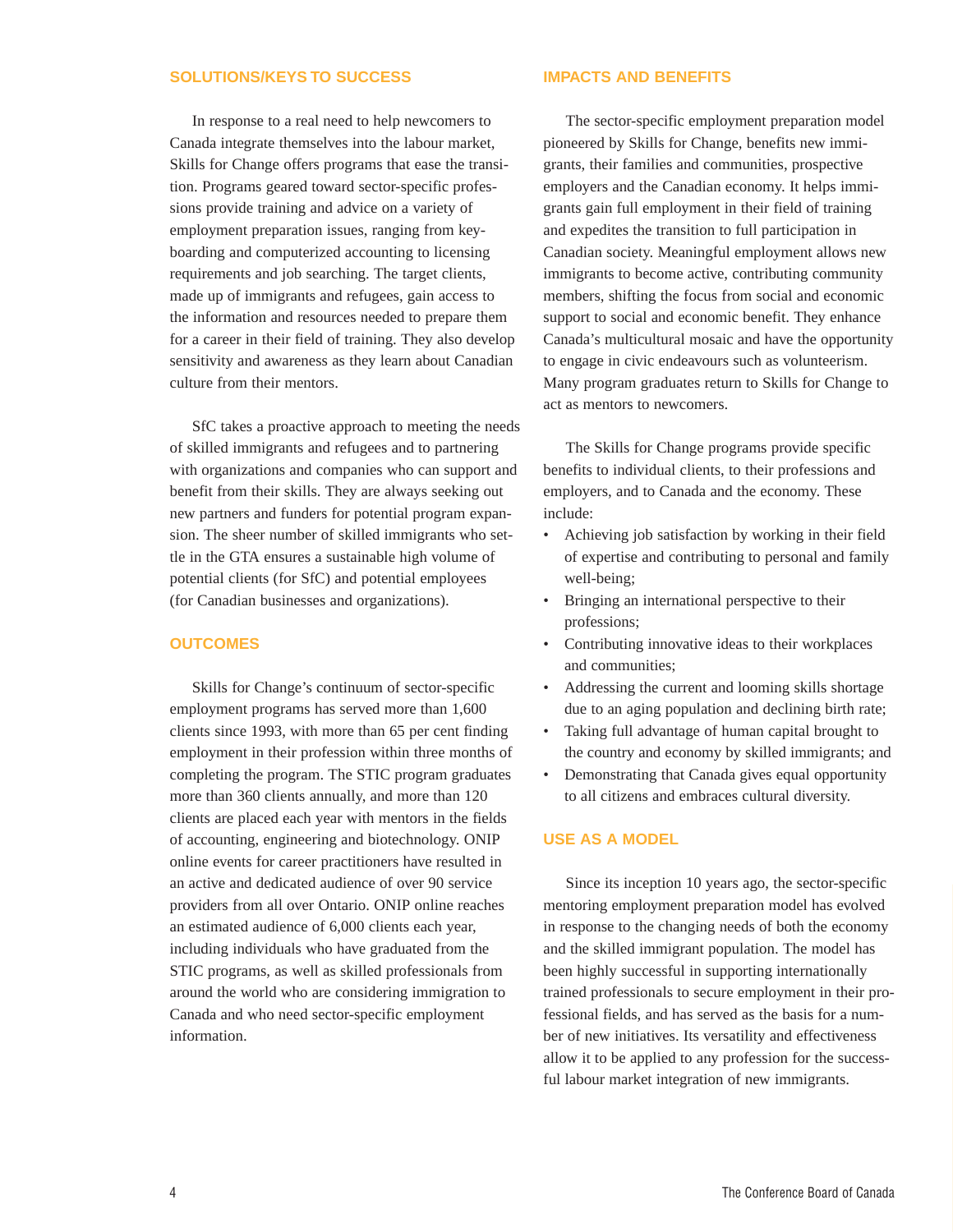## SOLUTIONS/KEYS TO SUCCESS

In response to a real need to help newcomers to Canada integrate themselves into the labour market, Skills for Change offers programs that ease the transition. Programs geared toward sector-specific professions provide training and advice on a variety of employment preparation issues, ranging from keyboarding and computerized accounting to licensing requirements and job searching. The target clients, made up of immigrants and refugees, gain access to the information and resources needed to prepare them for a career in their field of training. They also develop sensitivity and awareness as they learn about Canadian culture from their mentors.

SfC takes a proactive approach to meeting the needs of skilled immigrants and refugees and to partnering with organizations and companies who can support and benefit from their skills. They are always seeking out new partners and funders for potential program expansion. The sheer number of skilled immigrants who settle in the GTA ensures a sustainable high volume of potential clients (for SfC) and potential employees (for Canadian businesses and organizations).

## OUTCOMES

Skills for Change's continuum of sector-specific employment programs has served more than 1,600 clients since 1993, with more than 65 per cent finding employment in their profession within three months of completing the program. The STIC program graduates more than 360 clients annually, and more than 120 clients are placed each year with mentors in the fields of accounting, engineering and biotechnology. ONIP online events for career practitioners have resulted in an active and dedicated audience of over 90 service providers from all over Ontario. ONIP online reaches an estimated audience of 6,000 clients each year, including individuals who have graduated from the STIC programs, as well as skilled professionals from around the world who are considering immigration to Canada and who need sector-specific employment information.

## IMPACTS AND BENEFITS

The sector-specific employment preparation model pioneered by Skills for Change, benefits new immigrants, their families and communities, prospective employers and the Canadian economy. It helps immigrants gain full employment in their field of training and expedites the transition to full participation in Canadian society. Meaningful employment allows new immigrants to become active, contributing community members, shifting the focus from social and economic support to social and economic benefit. They enhance Canada's multicultural mosaic and have the opportunity to engage in civic endeavours such as volunteerism. Many program graduates return to Skills for Change to act as mentors to newcomers.

The Skills for Change programs provide specific benefits to individual clients, to their professions and employers, and to Canada and the economy. These include:

- Achieving job satisfaction by working in their field of expertise and contributing to personal and family well-being;
- Bringing an international perspective to their professions;
- Contributing innovative ideas to their workplaces and communities;
- Addressing the current and looming skills shortage due to an aging population and declining birth rate;
- Taking full advantage of human capital brought to the country and economy by skilled immigrants; and
- Demonstrating that Canada gives equal opportunity to all citizens and embraces cultural diversity.

## USE AS A MODEL

Since its inception 10 years ago, the sector-specific mentoring employment preparation model has evolved in response to the changing needs of both the economy and the skilled immigrant population. The model has been highly successful in supporting internationally trained professionals to secure employment in their professional fields, and has served as the basis for a number of new initiatives. Its versatility and effectiveness allow it to be applied to any profession for the successful labour market integration of new immigrants.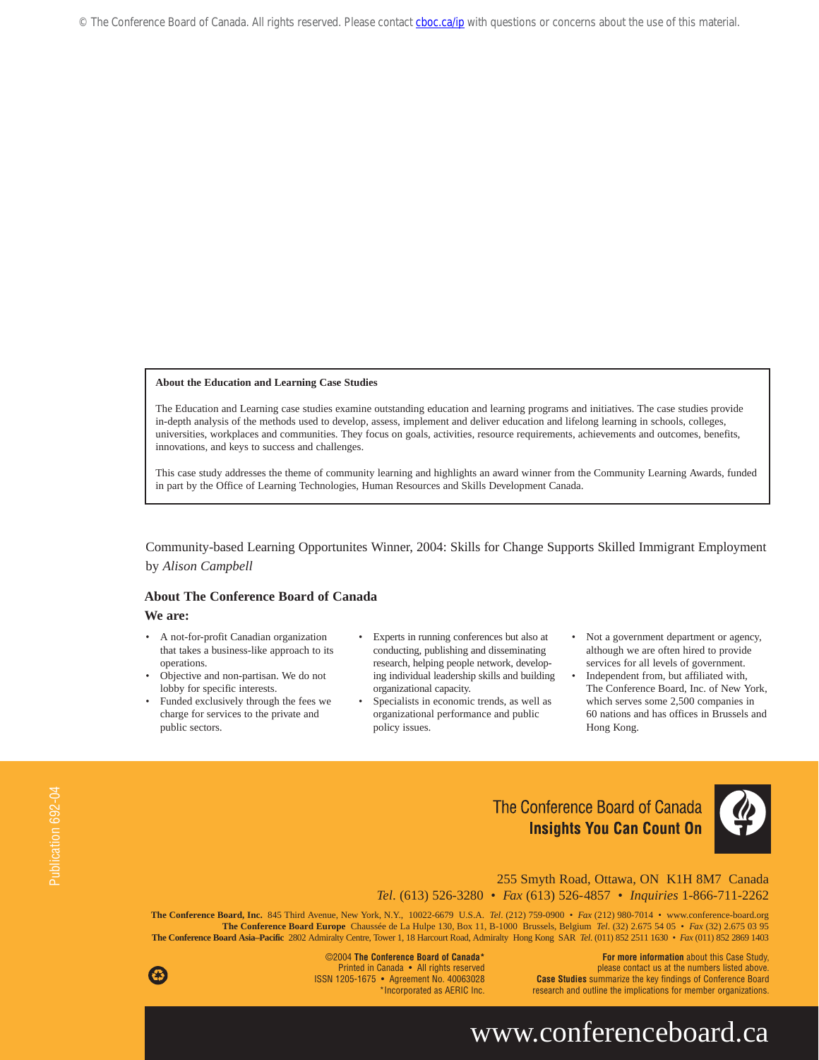© The Conference Board of Canada. All rights reserved. Please contact cboc.ca/ip with questions or concerns about the use of this material.

**About the Education and Learning Case Studies**

The Education and Learning case studies examine outstanding education and learning programs and initiatives. The case studies provide in-depth analysis of the methods used to develop, assess, implement and deliver education and lifelong learning in schools, colleges, universities, workplaces and communities. They focus on goals, activities, resource requirements, achievements and outcomes, benefits, innovations, and keys to success and challenges.

This case study addresses the theme of community learning and highlights an award winner from the Community Learning Awards, funded in part by the Office of Learning Technologies, Human Resources and Skills Development Canada.

Community-based Learning Opportunites Winner, 2004: Skills for Change Supports Skilled Immigrant Employment
by *Alison Campbell*

## About The Conference Board of Canada

### We are:

- A not-for-profit Canadian organization that takes a business-like approach to its operations.
- Objective and non-partisan. We do not lobby for specific interests.
- Funded exclusively through the fees we charge for services to the private and public sectors.
- Experts in running conferences but also at conducting, publishing and disseminating research, helping people network, developing individual leadership skills and building organizational capacity.
- Specialists in economic trends, as well as organizational performance and public policy issues.
- Not a government department or agency, although we are often hired to provide services for all levels of government.
- Independent from, but affiliated with, The Conference Board, Inc. of New York, which serves some 2,500 companies in 60 nations and has offices in Brussels and Hong Kong.

Publication 692-04

The Conference Board of Canada
**Insights You Can Count On**

255 Smyth Road, Ottawa, ON K1H 8M7 Canada
*Tel.* (613) 526-3280 • *Fax* (613) 526-4857 • *Inquiries* 1-866-711-2262

**The Conference Board, Inc.** 845 Third Avenue, New York, N.Y., 10022-6679 U.S.A. *Tel*. (212) 759-0900 • *Fax* (212) 980-7014 • www.conference-board.org
**The Conference Board Europe** Chaussée de La Hulpe 130, Box 11, B-1000 Brussels, Belgium *Tel*. (32) 2.675 54 05 • *Fax* (32) 2.675 03 95
**The Conference Board Asia–Pacific** 2802 Admiralty Centre, Tower 1, 18 Harcourt Road, Admiralty Hong Kong SAR *Tel*. (011) 852 2511 1630 • *Fax* (011) 852 2869 1403

©2004 **The Conference Board of Canada***
Printed in Canada • All rights reserved
ISSN 1205-1675 • Agreement No. 40063028
*Incorporated as AERIC Inc.

**For more information** about this Case Study, please contact us at the numbers listed above.
**Case Studies** summarize the key findings of Conference Board research and outline the implications for member organizations.

www.conferenceboard.ca